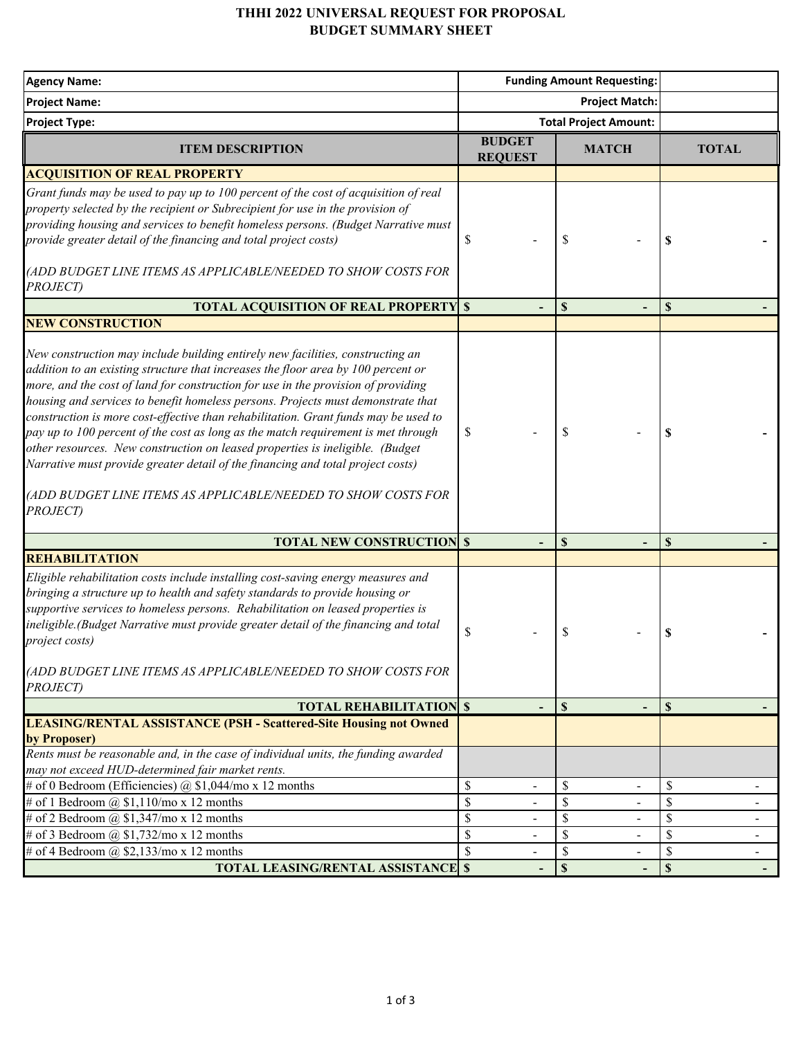# THHI 2022 UNIVERSAL REQUEST FOR PROPOSAL
## BUDGET SUMMARY SHEET

| | | | |
|---|---|---|---|
| **Agency Name:** | | **Funding Amount Requesting:** | |
| **Project Name:** | | **Project Match:** | |
| **Project Type:** | | **Total Project Amount:** | |

| ITEM DESCRIPTION | BUDGET REQUEST | MATCH | TOTAL |
|---|---|---|---|
| **ACQUISITION OF REAL PROPERTY** | | | |
| *Grant funds may be used to pay up to 100 percent of the cost of acquisition of real property selected by the recipient or Subrecipient for use in the provision of providing housing and services to benefit homeless persons. (Budget Narrative must provide greater detail of the financing and total project costs)*<br><br>*(ADD BUDGET LINE ITEMS AS APPLICABLE/NEEDED TO SHOW COSTS FOR PROJECT)* | $ - | $ - | **$ -** |
| **TOTAL ACQUISITION OF REAL PROPERTY** | **$ -** | **$ -** | **$ -** |
| **NEW CONSTRUCTION** | | | |
| *New construction may include building entirely new facilities, constructing an addition to an existing structure that increases the floor area by 100 percent or more, and the cost of land for construction for use in the provision of providing housing and services to benefit homeless persons. Projects must demonstrate that construction is more cost-effective than rehabilitation. Grant funds may be used to pay up to 100 percent of the cost as long as the match requirement is met through other resources. New construction on leased properties is ineligible. (Budget Narrative must provide greater detail of the financing and total project costs)*<br><br>*(ADD BUDGET LINE ITEMS AS APPLICABLE/NEEDED TO SHOW COSTS FOR PROJECT)* | $ - | $ - | **$ -** |
| **TOTAL NEW CONSTRUCTION** | **$ -** | **$ -** | **$ -** |
| **REHABILITATION** | | | |
| *Eligible rehabilitation costs include installing cost-saving energy measures and bringing a structure up to health and safety standards to provide housing or supportive services to homeless persons. Rehabilitation on leased properties is ineligible.(Budget Narrative must provide greater detail of the financing and total project costs)*<br><br>*(ADD BUDGET LINE ITEMS AS APPLICABLE/NEEDED TO SHOW COSTS FOR PROJECT)* | $ - | $ - | **$ -** |
| **TOTAL REHABILITATION** | **$ -** | **$ -** | **$ -** |
| **LEASING/RENTAL ASSISTANCE (PSH - Scattered-Site Housing not Owned by Proposer)** | | | |
| *Rents must be reasonable and, in the case of individual units, the funding awarded may not exceed HUD-determined fair market rents.* | | | |
| # of 0 Bedroom (Efficiencies) @ $1,044/mo x 12 months | $ - | $ - | $ - |
| # of 1 Bedroom @ $1,110/mo x 12 months | $ - | $ - | $ - |
| # of 2 Bedroom @ $1,347/mo x 12 months | $ - | $ - | $ - |
| # of 3 Bedroom @ $1,732/mo x 12 months | $ - | $ - | $ - |
| # of 4 Bedroom @ $2,133/mo x 12 months | $ - | $ - | $ - |
| **TOTAL LEASING/RENTAL ASSISTANCE** | **$ -** | **$ -** | **$ -** |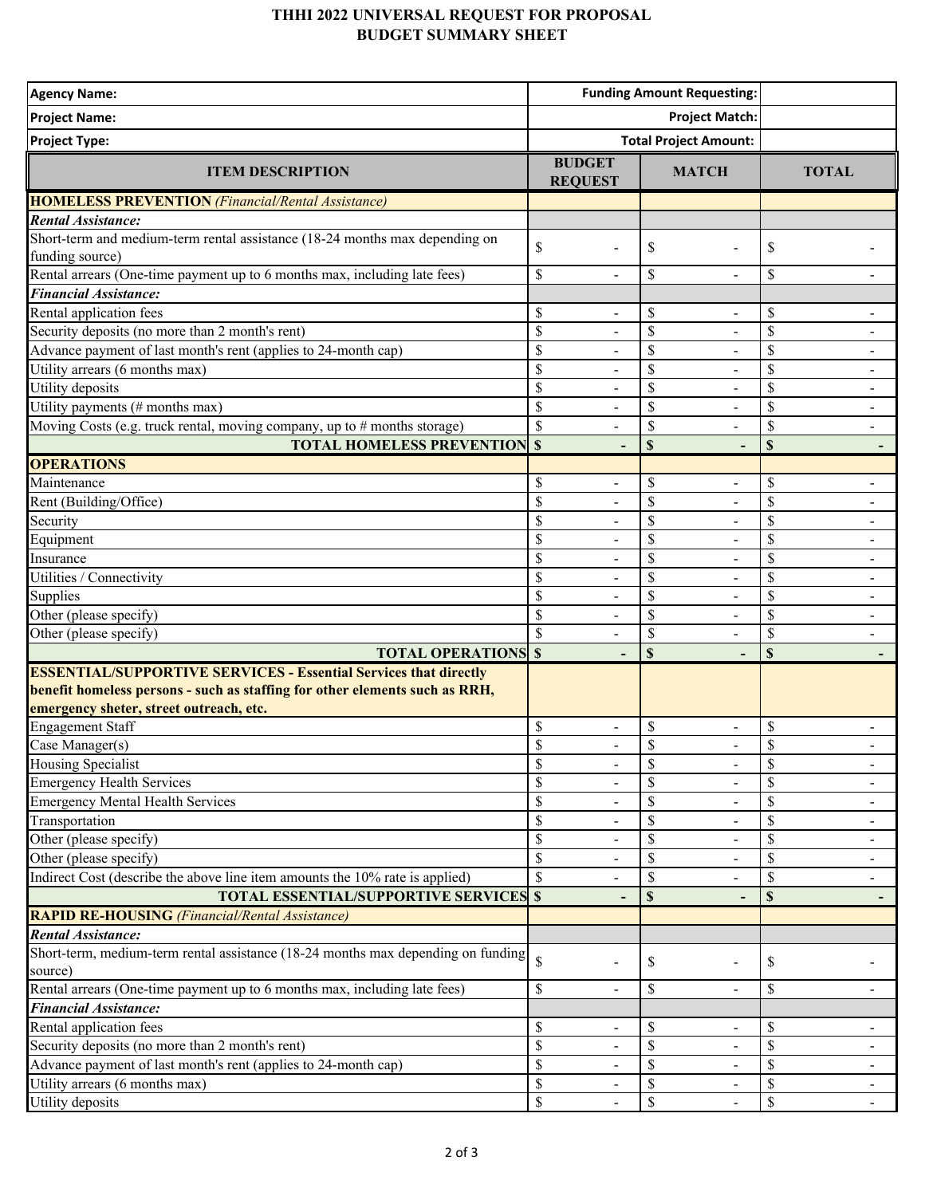# THHI 2022 UNIVERSAL REQUEST FOR PROPOSAL
## BUDGET SUMMARY SHEET

| Agency Name: | Funding Amount Requesting: | |
|---|---|---|
| Project Name: | Project Match: | |
| Project Type: | Total Project Amount: | |

| ITEM DESCRIPTION | BUDGET REQUEST | MATCH | TOTAL |
|---|---|---|---|
| **HOMELESS PREVENTION** *(Financial/Rental Assistance)* | | | |
| ***Rental Assistance:*** | | | |
| Short-term and medium-term rental assistance (18-24 months max depending on funding source) | $ - | $ - | $ - |
| Rental arrears (One-time payment up to 6 months max, including late fees) | $ - | $ - | $ - |
| ***Financial Assistance:*** | | | |
| Rental application fees | $ - | $ - | $ - |
| Security deposits (no more than 2 month's rent) | $ - | $ - | $ - |
| Advance payment of last month's rent (applies to 24-month cap) | $ - | $ - | $ - |
| Utility arrears (6 months max) | $ - | $ - | $ - |
| Utility deposits | $ - | $ - | $ - |
| Utility payments (# months max) | $ - | $ - | $ - |
| Moving Costs (e.g. truck rental, moving company, up to # months storage) | $ - | $ - | $ - |
| **TOTAL HOMELESS PREVENTION** | **$ -** | **$ -** | **$ -** |
| **OPERATIONS** | | | |
| Maintenance | $ - | $ - | $ - |
| Rent (Building/Office) | $ - | $ - | $ - |
| Security | $ - | $ - | $ - |
| Equipment | $ - | $ - | $ - |
| Insurance | $ - | $ - | $ - |
| Utilities / Connectivity | $ - | $ - | $ - |
| Supplies | $ - | $ - | $ - |
| Other (please specify) | $ - | $ - | $ - |
| Other (please specify) | $ - | $ - | $ - |
| **TOTAL OPERATIONS** | **$ -** | **$ -** | **$ -** |
| **ESSENTIAL/SUPPORTIVE SERVICES - Essential Services that directly benefit homeless persons - such as staffing for other elements such as RRH, emergency sheter, street outreach, etc.** | | | |
| Engagement Staff | $ - | $ - | $ - |
| Case Manager(s) | $ - | $ - | $ - |
| Housing Specialist | $ - | $ - | $ - |
| Emergency Health Services | $ - | $ - | $ - |
| Emergency Mental Health Services | $ - | $ - | $ - |
| Transportation | $ - | $ - | $ - |
| Other (please specify) | $ - | $ - | $ - |
| Other (please specify) | $ - | $ - | $ - |
| Indirect Cost (describe the above line item amounts the 10% rate is applied) | $ - | $ - | $ - |
| **TOTAL ESSENTIAL/SUPPORTIVE SERVICES** | **$ -** | **$ -** | **$ -** |
| **RAPID RE-HOUSING** *(Financial/Rental Assistance)* | | | |
| ***Rental Assistance:*** | | | |
| Short-term, medium-term rental assistance (18-24 months max depending on funding source) | $ - | $ - | $ - |
| Rental arrears (One-time payment up to 6 months max, including late fees) | $ - | $ - | $ - |
| ***Financial Assistance:*** | | | |
| Rental application fees | $ - | $ - | $ - |
| Security deposits (no more than 2 month's rent) | $ - | $ - | $ - |
| Advance payment of last month's rent (applies to 24-month cap) | $ - | $ - | $ - |
| Utility arrears (6 months max) | $ - | $ - | $ - |
| Utility deposits | $ - | $ - | $ - |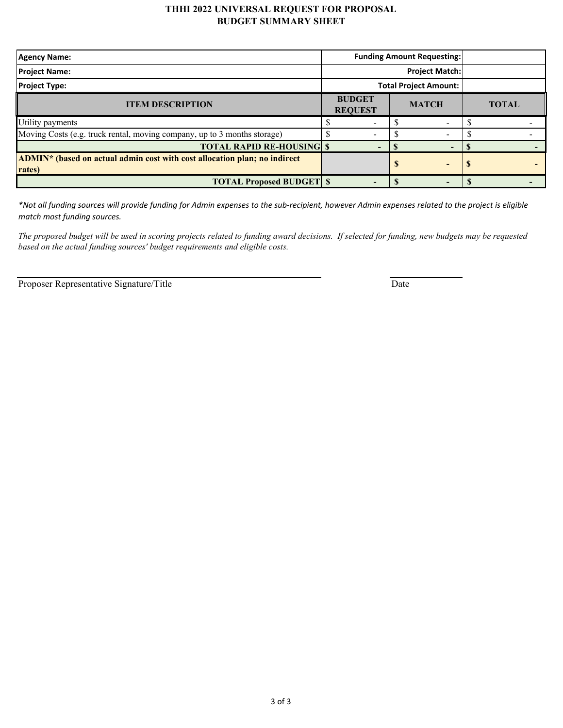# THHI 2022 UNIVERSAL REQUEST FOR PROPOSAL
## BUDGET SUMMARY SHEET

| | | | |
|---|---|---|---|
| **Agency Name:** | **Funding Amount Requesting:** | | |
| **Project Name:** | **Project Match:** | | |
| **Project Type:** | **Total Project Amount:** | | |

| ITEM DESCRIPTION | BUDGET REQUEST | MATCH | TOTAL |
|---|---|---|---|
| Utility payments | $ - | $ - | $ - |
| Moving Costs (e.g. truck rental, moving company, up to 3 months storage) | $ - | $ - | $ - |
| **TOTAL RAPID RE-HOUSING** | **$ -** | **$ -** | **$ -** |
| **ADMIN* (based on actual admin cost with cost allocation plan; no indirect rates)** | | **$ -** | **$ -** |
| **TOTAL Proposed BUDGET** | **$ -** | **$ -** | **$ -** |

*\*Not all funding sources will provide funding for Admin expenses to the sub-recipient, however Admin expenses related to the project is eligible match most funding sources.*

*The proposed budget will be used in scoring projects related to funding award decisions. If selected for funding, new budgets may be requested based on the actual funding sources' budget requirements and eligible costs.*

Proposer Representative Signature/Title

Date